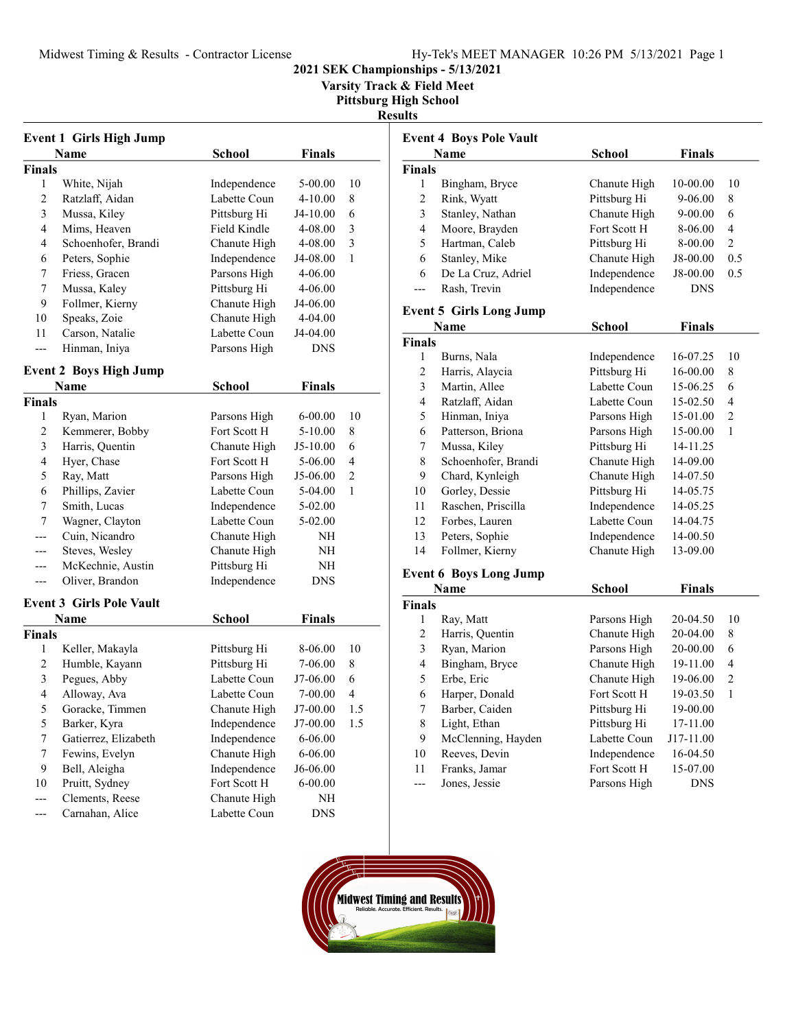# 2021 SEK Championships - 5/13/2021

## Varsity Track & Field Meet

## Pittsburg High School

## Results

### Event 1 Girls High Jump

| | Name | School | Finals | |
|---|---|---|---|---|
| **Finals** | | | | |
| 1 | White, Nijah | Independence | 5-00.00 | 10 |
| 2 | Ratzlaff, Aidan | Labette Coun | 4-10.00 | 8 |
| 3 | Mussa, Kiley | Pittsburg Hi | J4-10.00 | 6 |
| 4 | Mims, Heaven | Field Kindle | 4-08.00 | 3 |
| 4 | Schoenhofer, Brandi | Chanute High | 4-08.00 | 3 |
| 6 | Peters, Sophie | Independence | J4-08.00 | 1 |
| 7 | Friess, Gracen | Parsons High | 4-06.00 | |
| 7 | Mussa, Kaley | Pittsburg Hi | 4-06.00 | |
| 9 | Follmer, Kierny | Chanute High | J4-06.00 | |
| 10 | Speaks, Zoie | Chanute High | 4-04.00 | |
| 11 | Carson, Natalie | Labette Coun | J4-04.00 | |
| --- | Hinman, Iniya | Parsons High | DNS | |

### Event 2 Boys High Jump

| | Name | School | Finals | |
|---|---|---|---|---|
| **Finals** | | | | |
| 1 | Ryan, Marion | Parsons High | 6-00.00 | 10 |
| 2 | Kemmerer, Bobby | Fort Scott H | 5-10.00 | 8 |
| 3 | Harris, Quentin | Chanute High | J5-10.00 | 6 |
| 4 | Hyer, Chase | Fort Scott H | 5-06.00 | 4 |
| 5 | Ray, Matt | Parsons High | J5-06.00 | 2 |
| 6 | Phillips, Zavier | Labette Coun | 5-04.00 | 1 |
| 7 | Smith, Lucas | Independence | 5-02.00 | |
| 7 | Wagner, Clayton | Labette Coun | 5-02.00 | |
| --- | Cuin, Nicandro | Chanute High | NH | |
| --- | Steves, Wesley | Chanute High | NH | |
| --- | McKechnie, Austin | Pittsburg Hi | NH | |
| --- | Oliver, Brandon | Independence | DNS | |

### Event 3 Girls Pole Vault

| | Name | School | Finals | |
|---|---|---|---|---|
| **Finals** | | | | |
| 1 | Keller, Makayla | Pittsburg Hi | 8-06.00 | 10 |
| 2 | Humble, Kayann | Pittsburg Hi | 7-06.00 | 8 |
| 3 | Pegues, Abby | Labette Coun | J7-06.00 | 6 |
| 4 | Alloway, Ava | Labette Coun | 7-00.00 | 4 |
| 5 | Goracke, Timmen | Chanute High | J7-00.00 | 1.5 |
| 5 | Barker, Kyra | Independence | J7-00.00 | 1.5 |
| 7 | Gatierrez, Elizabeth | Independence | 6-06.00 | |
| 7 | Fewins, Evelyn | Chanute High | 6-06.00 | |
| 9 | Bell, Aleigha | Independence | J6-06.00 | |
| 10 | Pruitt, Sydney | Fort Scott H | 6-00.00 | |
| --- | Clements, Reese | Chanute High | NH | |
| --- | Carnahan, Alice | Labette Coun | DNS | |

### Event 4 Boys Pole Vault

| | Name | School | Finals | |
|---|---|---|---|---|
| **Finals** | | | | |
| 1 | Bingham, Bryce | Chanute High | 10-00.00 | 10 |
| 2 | Rink, Wyatt | Pittsburg Hi | 9-06.00 | 8 |
| 3 | Stanley, Nathan | Chanute High | 9-00.00 | 6 |
| 4 | Moore, Brayden | Fort Scott H | 8-06.00 | 4 |
| 5 | Hartman, Caleb | Pittsburg Hi | 8-00.00 | 2 |
| 6 | Stanley, Mike | Chanute High | J8-00.00 | 0.5 |
| 6 | De La Cruz, Adriel | Independence | J8-00.00 | 0.5 |
| --- | Rash, Trevin | Independence | DNS | |

### Event 5 Girls Long Jump

| | Name | School | Finals | |
|---|---|---|---|---|
| **Finals** | | | | |
| 1 | Burns, Nala | Independence | 16-07.25 | 10 |
| 2 | Harris, Alaycia | Pittsburg Hi | 16-00.00 | 8 |
| 3 | Martin, Allee | Labette Coun | 15-06.25 | 6 |
| 4 | Ratzlaff, Aidan | Labette Coun | 15-02.50 | 4 |
| 5 | Hinman, Iniya | Parsons High | 15-01.00 | 2 |
| 6 | Patterson, Briona | Parsons High | 15-00.00 | 1 |
| 7 | Mussa, Kiley | Pittsburg Hi | 14-11.25 | |
| 8 | Schoenhofer, Brandi | Chanute High | 14-09.00 | |
| 9 | Chard, Kynleigh | Chanute High | 14-07.50 | |
| 10 | Gorley, Dessie | Pittsburg Hi | 14-05.75 | |
| 11 | Raschen, Priscilla | Independence | 14-05.25 | |
| 12 | Forbes, Lauren | Labette Coun | 14-04.75 | |
| 13 | Peters, Sophie | Independence | 14-00.50 | |
| 14 | Follmer, Kierny | Chanute High | 13-09.00 | |

### Event 6 Boys Long Jump

| | Name | School | Finals | |
|---|---|---|---|---|
| **Finals** | | | | |
| 1 | Ray, Matt | Parsons High | 20-04.50 | 10 |
| 2 | Harris, Quentin | Chanute High | 20-04.00 | 8 |
| 3 | Ryan, Marion | Parsons High | 20-00.00 | 6 |
| 4 | Bingham, Bryce | Chanute High | 19-11.00 | 4 |
| 5 | Erbe, Eric | Chanute High | 19-06.00 | 2 |
| 6 | Harper, Donald | Fort Scott H | 19-03.50 | 1 |
| 7 | Barber, Caiden | Pittsburg Hi | 19-00.00 | |
| 8 | Light, Ethan | Pittsburg Hi | 17-11.00 | |
| 9 | McClenning, Hayden | Labette Coun | J17-11.00 | |
| 10 | Reeves, Devin | Independence | 16-04.50 | |
| 11 | Franks, Jamar | Fort Scott H | 15-07.00 | |
| --- | Jones, Jessie | Parsons High | DNS | |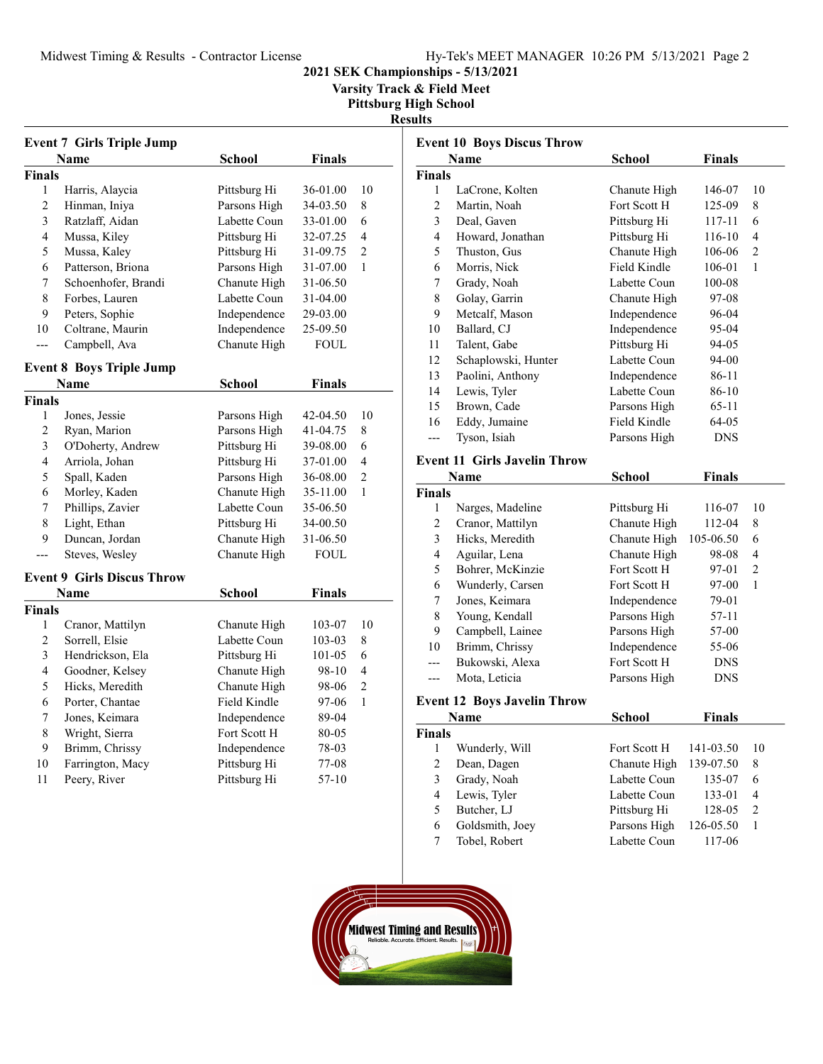2021 SEK Championships - 5/13/2021
Varsity Track & Field Meet
Pittsburg High School
Results

### Event 7 Girls Triple Jump

| | Name | School | Finals | |
|---|---|---|---|---|
| **Finals** | | | | |
| 1 | Harris, Alaycia | Pittsburg Hi | 36-01.00 | 10 |
| 2 | Hinman, Iniya | Parsons High | 34-03.50 | 8 |
| 3 | Ratzlaff, Aidan | Labette Coun | 33-01.00 | 6 |
| 4 | Mussa, Kiley | Pittsburg Hi | 32-07.25 | 4 |
| 5 | Mussa, Kaley | Pittsburg Hi | 31-09.75 | 2 |
| 6 | Patterson, Briona | Parsons High | 31-07.00 | 1 |
| 7 | Schoenhofer, Brandi | Chanute High | 31-06.50 | |
| 8 | Forbes, Lauren | Labette Coun | 31-04.00 | |
| 9 | Peters, Sophie | Independence | 29-03.00 | |
| 10 | Coltrane, Maurin | Independence | 25-09.50 | |
| --- | Campbell, Ava | Chanute High | FOUL | |

### Event 8 Boys Triple Jump

| | Name | School | Finals | |
|---|---|---|---|---|
| **Finals** | | | | |
| 1 | Jones, Jessie | Parsons High | 42-04.50 | 10 |
| 2 | Ryan, Marion | Parsons High | 41-04.75 | 8 |
| 3 | O'Doherty, Andrew | Pittsburg Hi | 39-08.00 | 6 |
| 4 | Arriola, Johan | Pittsburg Hi | 37-01.00 | 4 |
| 5 | Spall, Kaden | Parsons High | 36-08.00 | 2 |
| 6 | Morley, Kaden | Chanute High | 35-11.00 | 1 |
| 7 | Phillips, Zavier | Labette Coun | 35-06.50 | |
| 8 | Light, Ethan | Pittsburg Hi | 34-00.50 | |
| 9 | Duncan, Jordan | Chanute High | 31-06.50 | |
| --- | Steves, Wesley | Chanute High | FOUL | |

### Event 9 Girls Discus Throw

| | Name | School | Finals | |
|---|---|---|---|---|
| **Finals** | | | | |
| 1 | Cranor, Mattilyn | Chanute High | 103-07 | 10 |
| 2 | Sorrell, Elsie | Labette Coun | 103-03 | 8 |
| 3 | Hendrickson, Ela | Pittsburg Hi | 101-05 | 6 |
| 4 | Goodner, Kelsey | Chanute High | 98-10 | 4 |
| 5 | Hicks, Meredith | Chanute High | 98-06 | 2 |
| 6 | Porter, Chantae | Field Kindle | 97-06 | 1 |
| 7 | Jones, Keimara | Independence | 89-04 | |
| 8 | Wright, Sierra | Fort Scott H | 80-05 | |
| 9 | Brimm, Chrissy | Independence | 78-03 | |
| 10 | Farrington, Macy | Pittsburg Hi | 77-08 | |
| 11 | Peery, River | Pittsburg Hi | 57-10 | |

### Event 10 Boys Discus Throw

| | Name | School | Finals | |
|---|---|---|---|---|
| **Finals** | | | | |
| 1 | LaCrone, Kolten | Chanute High | 146-07 | 10 |
| 2 | Martin, Noah | Fort Scott H | 125-09 | 8 |
| 3 | Deal, Gaven | Pittsburg Hi | 117-11 | 6 |
| 4 | Howard, Jonathan | Pittsburg Hi | 116-10 | 4 |
| 5 | Thuston, Gus | Chanute High | 106-06 | 2 |
| 6 | Morris, Nick | Field Kindle | 106-01 | 1 |
| 7 | Grady, Noah | Labette Coun | 100-08 | |
| 8 | Golay, Garrin | Chanute High | 97-08 | |
| 9 | Metcalf, Mason | Independence | 96-04 | |
| 10 | Ballard, CJ | Independence | 95-04 | |
| 11 | Talent, Gabe | Pittsburg Hi | 94-05 | |
| 12 | Schaplowski, Hunter | Labette Coun | 94-00 | |
| 13 | Paolini, Anthony | Independence | 86-11 | |
| 14 | Lewis, Tyler | Labette Coun | 86-10 | |
| 15 | Brown, Cade | Parsons High | 65-11 | |
| 16 | Eddy, Jumaine | Field Kindle | 64-05 | |
| --- | Tyson, Isiah | Parsons High | DNS | |

### Event 11 Girls Javelin Throw

| | Name | School | Finals | |
|---|---|---|---|---|
| **Finals** | | | | |
| 1 | Narges, Madeline | Pittsburg Hi | 116-07 | 10 |
| 2 | Cranor, Mattilyn | Chanute High | 112-04 | 8 |
| 3 | Hicks, Meredith | Chanute High | 105-06.50 | 6 |
| 4 | Aguilar, Lena | Chanute High | 98-08 | 4 |
| 5 | Bohrer, McKinzie | Fort Scott H | 97-01 | 2 |
| 6 | Wunderly, Carsen | Fort Scott H | 97-00 | 1 |
| 7 | Jones, Keimara | Independence | 79-01 | |
| 8 | Young, Kendall | Parsons High | 57-11 | |
| 9 | Campbell, Lainee | Parsons High | 57-00 | |
| 10 | Brimm, Chrissy | Independence | 55-06 | |
| --- | Bukowski, Alexa | Fort Scott H | DNS | |
| --- | Mota, Leticia | Parsons High | DNS | |

### Event 12 Boys Javelin Throw

| | Name | School | Finals | |
|---|---|---|---|---|
| **Finals** | | | | |
| 1 | Wunderly, Will | Fort Scott H | 141-03.50 | 10 |
| 2 | Dean, Dagen | Chanute High | 139-07.50 | 8 |
| 3 | Grady, Noah | Labette Coun | 135-07 | 6 |
| 4 | Lewis, Tyler | Labette Coun | 133-01 | 4 |
| 5 | Butcher, LJ | Pittsburg Hi | 128-05 | 2 |
| 6 | Goldsmith, Joey | Parsons High | 126-05.50 | 1 |
| 7 | Tobel, Robert | Labette Coun | 117-06 | |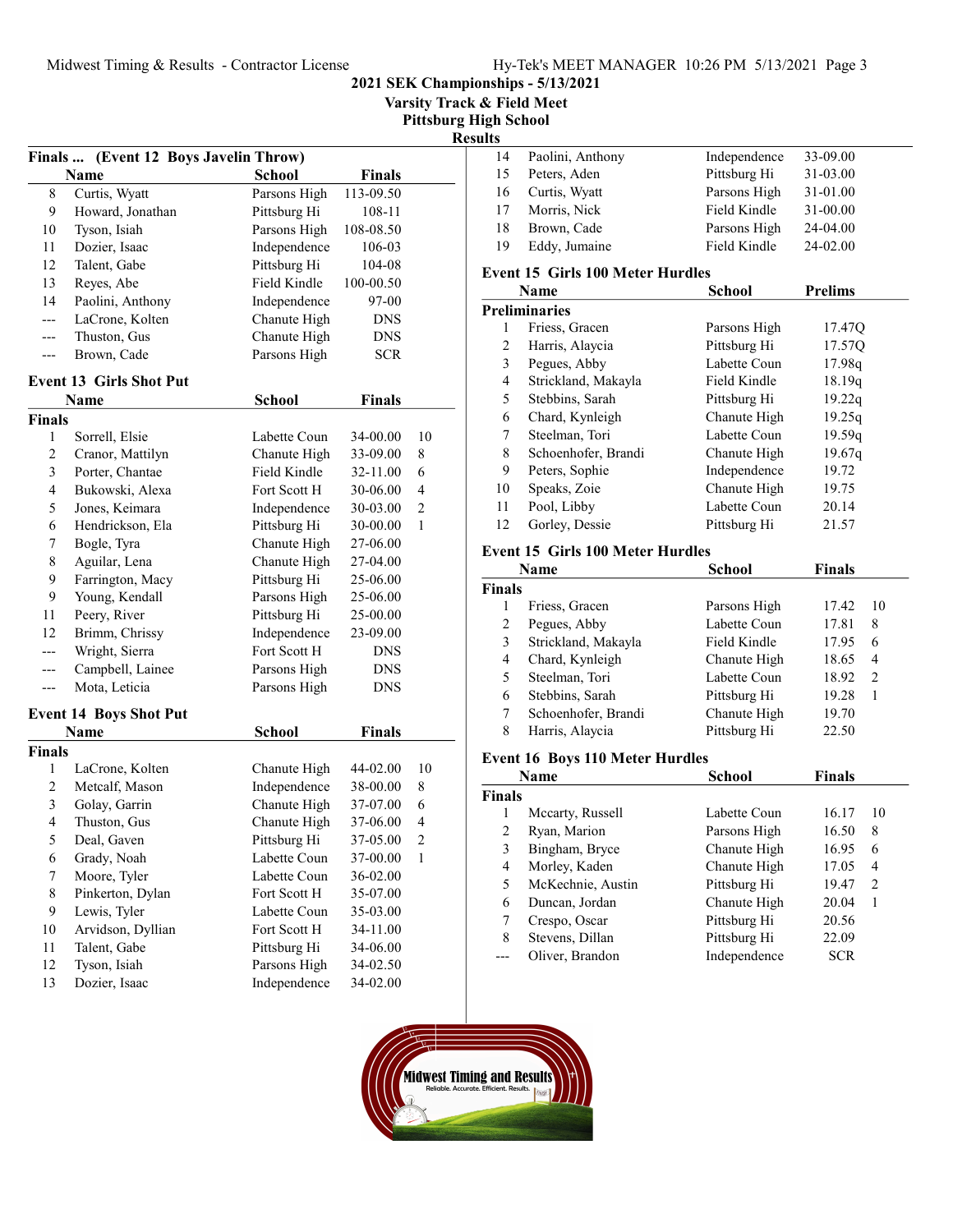# 2021 SEK Championships - 5/13/2021

## Varsity Track & Field Meet

## Pittsburg High School

## Results

### Finals ... (Event 12 Boys Javelin Throw)

| | Name | School | Finals |
|---|---|---|---|
| 8 | Curtis, Wyatt | Parsons High | 113-09.50 |
| 9 | Howard, Jonathan | Pittsburg Hi | 108-11 |
| 10 | Tyson, Isiah | Parsons High | 108-08.50 |
| 11 | Dozier, Isaac | Independence | 106-03 |
| 12 | Talent, Gabe | Pittsburg Hi | 104-08 |
| 13 | Reyes, Abe | Field Kindle | 100-00.50 |
| 14 | Paolini, Anthony | Independence | 97-00 |
| --- | LaCrone, Kolten | Chanute High | DNS |
| --- | Thuston, Gus | Chanute High | DNS |
| --- | Brown, Cade | Parsons High | SCR |

### Event 13 Girls Shot Put

**Finals**

| | Name | School | Finals | |
|---|---|---|---|---|
| 1 | Sorrell, Elsie | Labette Coun | 34-00.00 | 10 |
| 2 | Cranor, Mattilyn | Chanute High | 33-09.00 | 8 |
| 3 | Porter, Chantae | Field Kindle | 32-11.00 | 6 |
| 4 | Bukowski, Alexa | Fort Scott H | 30-06.00 | 4 |
| 5 | Jones, Keimara | Independence | 30-03.00 | 2 |
| 6 | Hendrickson, Ela | Pittsburg Hi | 30-00.00 | 1 |
| 7 | Bogle, Tyra | Chanute High | 27-06.00 | |
| 8 | Aguilar, Lena | Chanute High | 27-04.00 | |
| 9 | Farrington, Macy | Pittsburg Hi | 25-06.00 | |
| 9 | Young, Kendall | Parsons High | 25-06.00 | |
| 11 | Peery, River | Pittsburg Hi | 25-00.00 | |
| 12 | Brimm, Chrissy | Independence | 23-09.00 | |
| --- | Wright, Sierra | Fort Scott H | DNS | |
| --- | Campbell, Lainee | Parsons High | DNS | |
| --- | Mota, Leticia | Parsons High | DNS | |

### Event 14 Boys Shot Put

**Finals**

| | Name | School | Finals | |
|---|---|---|---|---|
| 1 | LaCrone, Kolten | Chanute High | 44-02.00 | 10 |
| 2 | Metcalf, Mason | Independence | 38-00.00 | 8 |
| 3 | Golay, Garrin | Chanute High | 37-07.00 | 6 |
| 4 | Thuston, Gus | Chanute High | 37-06.00 | 4 |
| 5 | Deal, Gaven | Pittsburg Hi | 37-05.00 | 2 |
| 6 | Grady, Noah | Labette Coun | 37-00.00 | 1 |
| 7 | Moore, Tyler | Labette Coun | 36-02.00 | |
| 8 | Pinkerton, Dylan | Fort Scott H | 35-07.00 | |
| 9 | Lewis, Tyler | Labette Coun | 35-03.00 | |
| 10 | Arvidson, Dyllian | Fort Scott H | 34-11.00 | |
| 11 | Talent, Gabe | Pittsburg Hi | 34-06.00 | |
| 12 | Tyson, Isiah | Parsons High | 34-02.50 | |
| 13 | Dozier, Isaac | Independence | 34-02.00 | |
| 14 | Paolini, Anthony | Independence | 33-09.00 | |
| 15 | Peters, Aden | Pittsburg Hi | 31-03.00 | |
| 16 | Curtis, Wyatt | Parsons High | 31-01.00 | |
| 17 | Morris, Nick | Field Kindle | 31-00.00 | |
| 18 | Brown, Cade | Parsons High | 24-04.00 | |
| 19 | Eddy, Jumaine | Field Kindle | 24-02.00 | |

### Event 15 Girls 100 Meter Hurdles

**Preliminaries**

| | Name | School | Prelims |
|---|---|---|---|
| 1 | Friess, Gracen | Parsons High | 17.47Q |
| 2 | Harris, Alaycia | Pittsburg Hi | 17.57Q |
| 3 | Pegues, Abby | Labette Coun | 17.98q |
| 4 | Strickland, Makayla | Field Kindle | 18.19q |
| 5 | Stebbins, Sarah | Pittsburg Hi | 19.22q |
| 6 | Chard, Kynleigh | Chanute High | 19.25q |
| 7 | Steelman, Tori | Labette Coun | 19.59q |
| 8 | Schoenhofer, Brandi | Chanute High | 19.67q |
| 9 | Peters, Sophie | Independence | 19.72 |
| 10 | Speaks, Zoie | Chanute High | 19.75 |
| 11 | Pool, Libby | Labette Coun | 20.14 |
| 12 | Gorley, Dessie | Pittsburg Hi | 21.57 |

### Event 15 Girls 100 Meter Hurdles

**Finals**

| | Name | School | Finals | |
|---|---|---|---|---|
| 1 | Friess, Gracen | Parsons High | 17.42 | 10 |
| 2 | Pegues, Abby | Labette Coun | 17.81 | 8 |
| 3 | Strickland, Makayla | Field Kindle | 17.95 | 6 |
| 4 | Chard, Kynleigh | Chanute High | 18.65 | 4 |
| 5 | Steelman, Tori | Labette Coun | 18.92 | 2 |
| 6 | Stebbins, Sarah | Pittsburg Hi | 19.28 | 1 |
| 7 | Schoenhofer, Brandi | Chanute High | 19.70 | |
| 8 | Harris, Alaycia | Pittsburg Hi | 22.50 | |

### Event 16 Boys 110 Meter Hurdles

**Finals**

| | Name | School | Finals | |
|---|---|---|---|---|
| 1 | Mccarty, Russell | Labette Coun | 16.17 | 10 |
| 2 | Ryan, Marion | Parsons High | 16.50 | 8 |
| 3 | Bingham, Bryce | Chanute High | 16.95 | 6 |
| 4 | Morley, Kaden | Chanute High | 17.05 | 4 |
| 5 | McKechnie, Austin | Pittsburg Hi | 19.47 | 2 |
| 6 | Duncan, Jordan | Chanute High | 20.04 | 1 |
| 7 | Crespo, Oscar | Pittsburg Hi | 20.56 | |
| 8 | Stevens, Dillan | Pittsburg Hi | 22.09 | |
| --- | Oliver, Brandon | Independence | SCR | |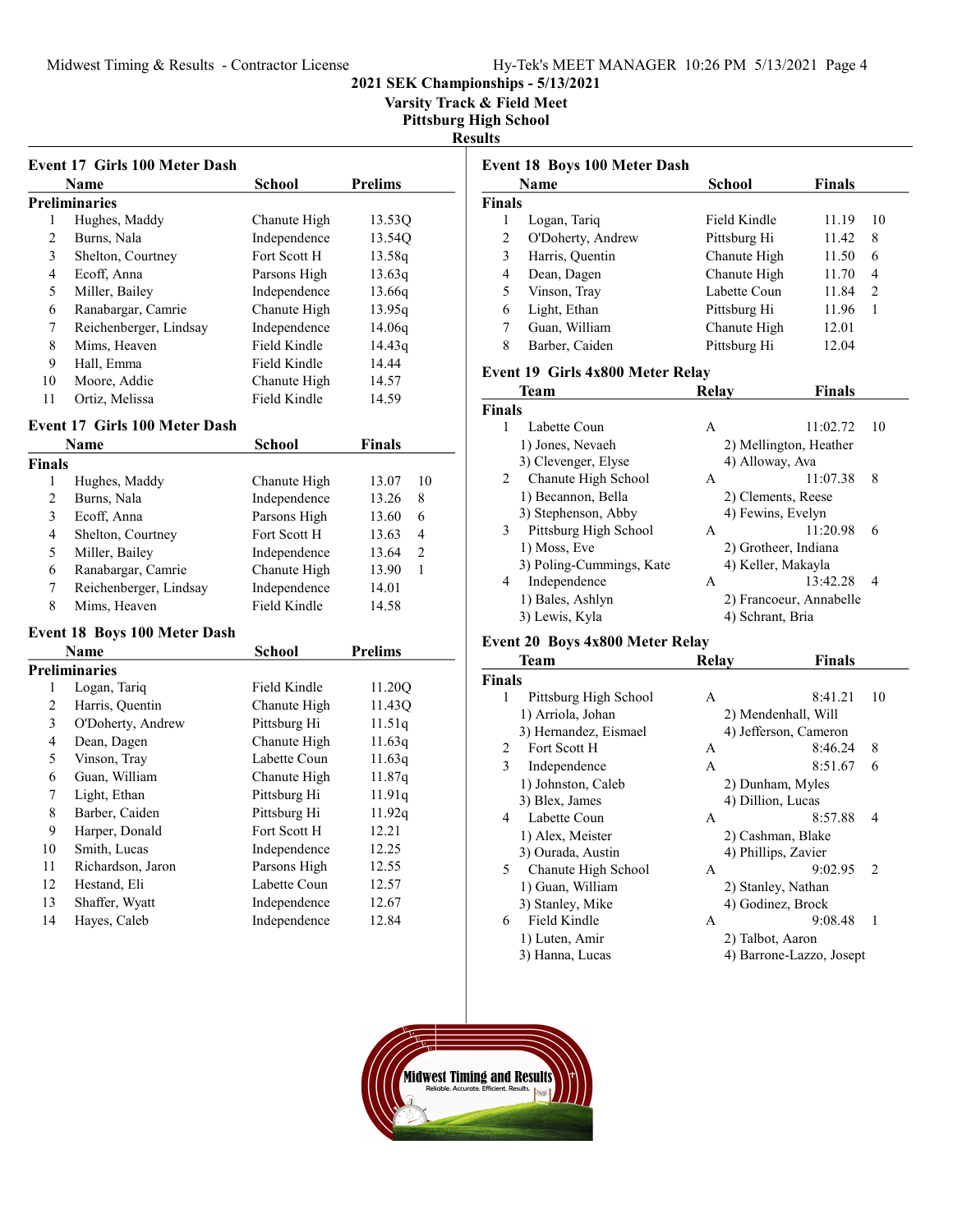2021 SEK Championships - 5/13/2021

Varsity Track & Field Meet

Pittsburg High School

Results

### Event 17 Girls 100 Meter Dash

**Preliminaries**

| | Name | School | Prelims |
|---|---|---|---|
| 1 | Hughes, Maddy | Chanute High | 13.53Q |
| 2 | Burns, Nala | Independence | 13.54Q |
| 3 | Shelton, Courtney | Fort Scott H | 13.58q |
| 4 | Ecoff, Anna | Parsons High | 13.63q |
| 5 | Miller, Bailey | Independence | 13.66q |
| 6 | Ranabargar, Camrie | Chanute High | 13.95q |
| 7 | Reichenberger, Lindsay | Independence | 14.06q |
| 8 | Mims, Heaven | Field Kindle | 14.43q |
| 9 | Hall, Emma | Field Kindle | 14.44 |
| 10 | Moore, Addie | Chanute High | 14.57 |
| 11 | Ortiz, Melissa | Field Kindle | 14.59 |

### Event 17 Girls 100 Meter Dash

**Finals**

| | Name | School | Finals | |
|---|---|---|---|---|
| 1 | Hughes, Maddy | Chanute High | 13.07 | 10 |
| 2 | Burns, Nala | Independence | 13.26 | 8 |
| 3 | Ecoff, Anna | Parsons High | 13.60 | 6 |
| 4 | Shelton, Courtney | Fort Scott H | 13.63 | 4 |
| 5 | Miller, Bailey | Independence | 13.64 | 2 |
| 6 | Ranabargar, Camrie | Chanute High | 13.90 | 1 |
| 7 | Reichenberger, Lindsay | Independence | 14.01 | |
| 8 | Mims, Heaven | Field Kindle | 14.58 | |

### Event 18 Boys 100 Meter Dash

**Preliminaries**

| | Name | School | Prelims |
|---|---|---|---|
| 1 | Logan, Tariq | Field Kindle | 11.20Q |
| 2 | Harris, Quentin | Chanute High | 11.43Q |
| 3 | O'Doherty, Andrew | Pittsburg Hi | 11.51q |
| 4 | Dean, Dagen | Chanute High | 11.63q |
| 5 | Vinson, Tray | Labette Coun | 11.63q |
| 6 | Guan, William | Chanute High | 11.87q |
| 7 | Light, Ethan | Pittsburg Hi | 11.91q |
| 8 | Barber, Caiden | Pittsburg Hi | 11.92q |
| 9 | Harper, Donald | Fort Scott H | 12.21 |
| 10 | Smith, Lucas | Independence | 12.25 |
| 11 | Richardson, Jaron | Parsons High | 12.55 |
| 12 | Hestand, Eli | Labette Coun | 12.57 |
| 13 | Shaffer, Wyatt | Independence | 12.67 |
| 14 | Hayes, Caleb | Independence | 12.84 |

### Event 18 Boys 100 Meter Dash

**Finals**

| | Name | School | Finals | |
|---|---|---|---|---|
| 1 | Logan, Tariq | Field Kindle | 11.19 | 10 |
| 2 | O'Doherty, Andrew | Pittsburg Hi | 11.42 | 8 |
| 3 | Harris, Quentin | Chanute High | 11.50 | 6 |
| 4 | Dean, Dagen | Chanute High | 11.70 | 4 |
| 5 | Vinson, Tray | Labette Coun | 11.84 | 2 |
| 6 | Light, Ethan | Pittsburg Hi | 11.96 | 1 |
| 7 | Guan, William | Chanute High | 12.01 | |
| 8 | Barber, Caiden | Pittsburg Hi | 12.04 | |

### Event 19 Girls 4x800 Meter Relay

**Finals**

| | Team | Relay | Finals | |
|---|---|---|---|---|
| 1 | Labette Coun | A | 11:02.72 | 10 |
| | 1) Jones, Nevaeh | 2) Mellington, Heather | | |
| | 3) Clevenger, Elyse | 4) Alloway, Ava | | |
| 2 | Chanute High School | A | 11:07.38 | 8 |
| | 1) Becannon, Bella | 2) Clements, Reese | | |
| | 3) Stephenson, Abby | 4) Fewins, Evelyn | | |
| 3 | Pittsburg High School | A | 11:20.98 | 6 |
| | 1) Moss, Eve | 2) Grotheer, Indiana | | |
| | 3) Poling-Cummings, Kate | 4) Keller, Makayla | | |
| 4 | Independence | A | 13:42.28 | 4 |
| | 1) Bales, Ashlyn | 2) Francoeur, Annabelle | | |
| | 3) Lewis, Kyla | 4) Schrant, Bria | | |

### Event 20 Boys 4x800 Meter Relay

**Finals**

| | Team | Relay | Finals | |
|---|---|---|---|---|
| 1 | Pittsburg High School | A | 8:41.21 | 10 |
| | 1) Arriola, Johan | 2) Mendenhall, Will | | |
| | 3) Hernandez, Eismael | 4) Jefferson, Cameron | | |
| 2 | Fort Scott H | A | 8:46.24 | 8 |
| 3 | Independence | A | 8:51.67 | 6 |
| | 1) Johnston, Caleb | 2) Dunham, Myles | | |
| | 3) Blex, James | 4) Dillion, Lucas | | |
| 4 | Labette Coun | A | 8:57.88 | 4 |
| | 1) Alex, Meister | 2) Cashman, Blake | | |
| | 3) Ourada, Austin | 4) Phillips, Zavier | | |
| 5 | Chanute High School | A | 9:02.95 | 2 |
| | 1) Guan, William | 2) Stanley, Nathan | | |
| | 3) Stanley, Mike | 4) Godinez, Brock | | |
| 6 | Field Kindle | A | 9:08.48 | 1 |
| | 1) Luten, Amir | 2) Talbot, Aaron | | |
| | 3) Hanna, Lucas | 4) Barrone-Lazzo, Josept | | |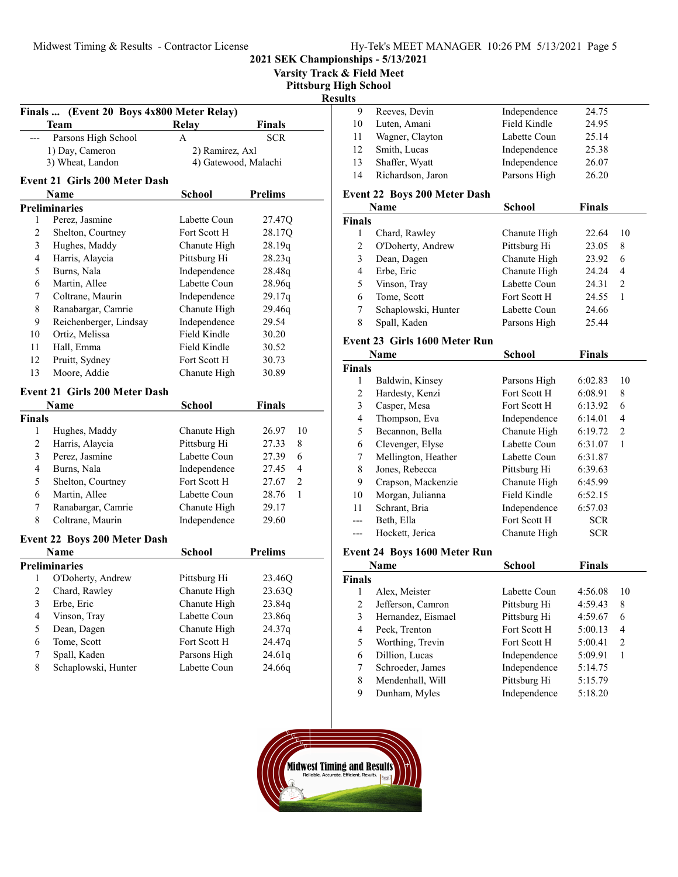# 2021 SEK Championships - 5/13/2021

## Varsity Track & Field Meet

## Pittsburg High School

## Results

### Finals ... (Event 20 Boys 4x800 Meter Relay)

| | Team | Relay | Finals |
|---|---|---|---|
| --- | Parsons High School | A | SCR |
| | 1) Day, Cameron | 2) Ramirez, Axl | |
| | 3) Wheat, Landon | 4) Gatewood, Malachi | |

### Event 21 Girls 200 Meter Dash

**Preliminaries**

| | Name | School | Prelims |
|---|---|---|---|
| 1 | Perez, Jasmine | Labette Coun | 27.47Q |
| 2 | Shelton, Courtney | Fort Scott H | 28.17Q |
| 3 | Hughes, Maddy | Chanute High | 28.19q |
| 4 | Harris, Alaycia | Pittsburg Hi | 28.23q |
| 5 | Burns, Nala | Independence | 28.48q |
| 6 | Martin, Allee | Labette Coun | 28.96q |
| 7 | Coltrane, Maurin | Independence | 29.17q |
| 8 | Ranabargar, Camrie | Chanute High | 29.46q |
| 9 | Reichenberger, Lindsay | Independence | 29.54 |
| 10 | Ortiz, Melissa | Field Kindle | 30.20 |
| 11 | Hall, Emma | Field Kindle | 30.52 |
| 12 | Pruitt, Sydney | Fort Scott H | 30.73 |
| 13 | Moore, Addie | Chanute High | 30.89 |

### Event 21 Girls 200 Meter Dash

**Finals**

| | Name | School | Finals | |
|---|---|---|---|---|
| 1 | Hughes, Maddy | Chanute High | 26.97 | 10 |
| 2 | Harris, Alaycia | Pittsburg Hi | 27.33 | 8 |
| 3 | Perez, Jasmine | Labette Coun | 27.39 | 6 |
| 4 | Burns, Nala | Independence | 27.45 | 4 |
| 5 | Shelton, Courtney | Fort Scott H | 27.67 | 2 |
| 6 | Martin, Allee | Labette Coun | 28.76 | 1 |
| 7 | Ranabargar, Camrie | Chanute High | 29.17 | |
| 8 | Coltrane, Maurin | Independence | 29.60 | |

### Event 22 Boys 200 Meter Dash

**Preliminaries**

| | Name | School | Prelims |
|---|---|---|---|
| 1 | O'Doherty, Andrew | Pittsburg Hi | 23.46Q |
| 2 | Chard, Rawley | Chanute High | 23.63Q |
| 3 | Erbe, Eric | Chanute High | 23.84q |
| 4 | Vinson, Tray | Labette Coun | 23.86q |
| 5 | Dean, Dagen | Chanute High | 24.37q |
| 6 | Tome, Scott | Fort Scott H | 24.47q |
| 7 | Spall, Kaden | Parsons High | 24.61q |
| 8 | Schaplowski, Hunter | Labette Coun | 24.66q |
| 9 | Reeves, Devin | Independence | 24.75 |
| 10 | Luten, Amani | Field Kindle | 24.95 |
| 11 | Wagner, Clayton | Labette Coun | 25.14 |
| 12 | Smith, Lucas | Independence | 25.38 |
| 13 | Shaffer, Wyatt | Independence | 26.07 |
| 14 | Richardson, Jaron | Parsons High | 26.20 |

### Event 22 Boys 200 Meter Dash

**Finals**

| | Name | School | Finals | |
|---|---|---|---|---|
| 1 | Chard, Rawley | Chanute High | 22.64 | 10 |
| 2 | O'Doherty, Andrew | Pittsburg Hi | 23.05 | 8 |
| 3 | Dean, Dagen | Chanute High | 23.92 | 6 |
| 4 | Erbe, Eric | Chanute High | 24.24 | 4 |
| 5 | Vinson, Tray | Labette Coun | 24.31 | 2 |
| 6 | Tome, Scott | Fort Scott H | 24.55 | 1 |
| 7 | Schaplowski, Hunter | Labette Coun | 24.66 | |
| 8 | Spall, Kaden | Parsons High | 25.44 | |

### Event 23 Girls 1600 Meter Run

**Finals**

| | Name | School | Finals | |
|---|---|---|---|---|
| 1 | Baldwin, Kinsey | Parsons High | 6:02.83 | 10 |
| 2 | Hardesty, Kenzi | Fort Scott H | 6:08.91 | 8 |
| 3 | Casper, Mesa | Fort Scott H | 6:13.92 | 6 |
| 4 | Thompson, Eva | Independence | 6:14.01 | 4 |
| 5 | Becannon, Bella | Chanute High | 6:19.72 | 2 |
| 6 | Clevenger, Elyse | Labette Coun | 6:31.07 | 1 |
| 7 | Mellington, Heather | Labette Coun | 6:31.87 | |
| 8 | Jones, Rebecca | Pittsburg Hi | 6:39.63 | |
| 9 | Crapson, Mackenzie | Chanute High | 6:45.99 | |
| 10 | Morgan, Julianna | Field Kindle | 6:52.15 | |
| 11 | Schrant, Bria | Independence | 6:57.03 | |
| --- | Beth, Ella | Fort Scott H | SCR | |
| --- | Hockett, Jerica | Chanute High | SCR | |

### Event 24 Boys 1600 Meter Run

**Finals**

| | Name | School | Finals | |
|---|---|---|---|---|
| 1 | Alex, Meister | Labette Coun | 4:56.08 | 10 |
| 2 | Jefferson, Camron | Pittsburg Hi | 4:59.43 | 8 |
| 3 | Hernandez, Eismael | Pittsburg Hi | 4:59.67 | 6 |
| 4 | Peck, Trenton | Fort Scott H | 5:00.13 | 4 |
| 5 | Worthing, Trevin | Fort Scott H | 5:00.41 | 2 |
| 6 | Dillion, Lucas | Independence | 5:09.91 | 1 |
| 7 | Schroeder, James | Independence | 5:14.75 | |
| 8 | Mendenhall, Will | Pittsburg Hi | 5:15.79 | |
| 9 | Dunham, Myles | Independence | 5:18.20 | |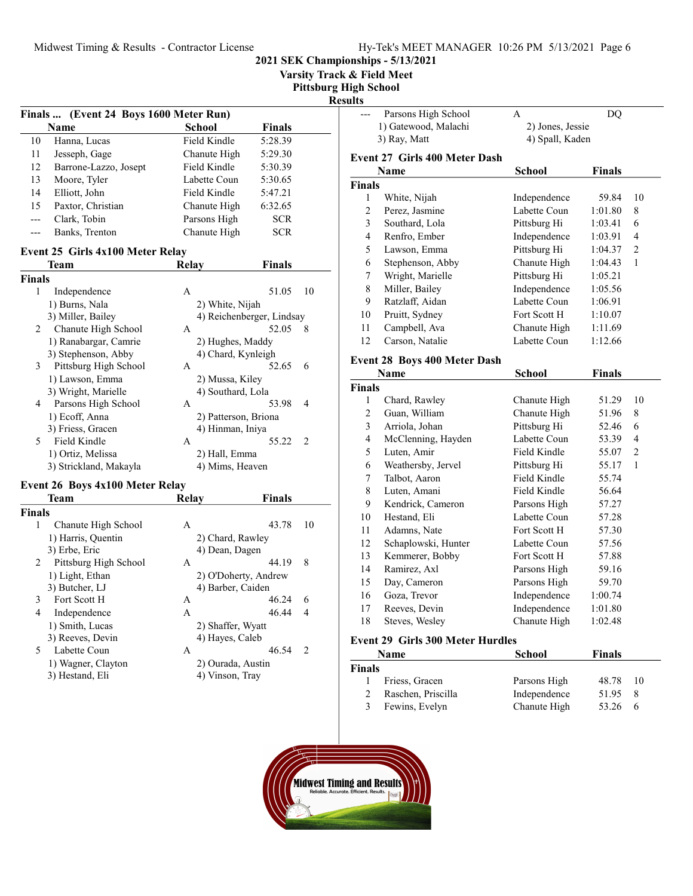## 2021 SEK Championships - 5/13/2021
### Varsity Track & Field Meet
### Pittsburg High School
### Results

### Finals ... (Event 24 Boys 1600 Meter Run)

| | Name | School | Finals |
|---|---|---|---|
| 10 | Hanna, Lucas | Field Kindle | 5:28.39 |
| 11 | Jesseph, Gage | Chanute High | 5:29.30 |
| 12 | Barrone-Lazzo, Josept | Field Kindle | 5:30.39 |
| 13 | Moore, Tyler | Labette Coun | 5:30.65 |
| 14 | Elliott, John | Field Kindle | 5:47.21 |
| 15 | Paxtor, Christian | Chanute High | 6:32.65 |
| --- | Clark, Tobin | Parsons High | SCR |
| --- | Banks, Trenton | Chanute High | SCR |

### Event 25 Girls 4x100 Meter Relay

| | Team | Relay | Finals | |
|---|---|---|---|---|
| **Finals** | | | | |
| 1 | Independence | A | 51.05 | 10 |
| | 1) Burns, Nala | 2) White, Nijah | | |
| | 3) Miller, Bailey | 4) Reichenberger, Lindsay | | |
| 2 | Chanute High School | A | 52.05 | 8 |
| | 1) Ranabargar, Camrie | 2) Hughes, Maddy | | |
| | 3) Stephenson, Abby | 4) Chard, Kynleigh | | |
| 3 | Pittsburg High School | A | 52.65 | 6 |
| | 1) Lawson, Emma | 2) Mussa, Kiley | | |
| | 3) Wright, Marielle | 4) Southard, Lola | | |
| 4 | Parsons High School | A | 53.98 | 4 |
| | 1) Ecoff, Anna | 2) Patterson, Briona | | |
| | 3) Friess, Gracen | 4) Hinman, Iniya | | |
| 5 | Field Kindle | A | 55.22 | 2 |
| | 1) Ortiz, Melissa | 2) Hall, Emma | | |
| | 3) Strickland, Makayla | 4) Mims, Heaven | | |

### Event 26 Boys 4x100 Meter Relay

| | Team | Relay | Finals | |
|---|---|---|---|---|
| **Finals** | | | | |
| 1 | Chanute High School | A | 43.78 | 10 |
| | 1) Harris, Quentin | 2) Chard, Rawley | | |
| | 3) Erbe, Eric | 4) Dean, Dagen | | |
| 2 | Pittsburg High School | A | 44.19 | 8 |
| | 1) Light, Ethan | 2) O'Doherty, Andrew | | |
| | 3) Butcher, LJ | 4) Barber, Caiden | | |
| 3 | Fort Scott H | A | 46.24 | 6 |
| 4 | Independence | A | 46.44 | 4 |
| | 1) Smith, Lucas | 2) Shaffer, Wyatt | | |
| | 3) Reeves, Devin | 4) Hayes, Caleb | | |
| 5 | Labette Coun | A | 46.54 | 2 |
| | 1) Wagner, Clayton | 2) Ourada, Austin | | |
| | 3) Hestand, Eli | 4) Vinson, Tray | | |
| --- | Parsons High School | A | DQ | |
| | 1) Gatewood, Malachi | 2) Jones, Jessie | | |
| | 3) Ray, Matt | 4) Spall, Kaden | | |

### Event 27 Girls 400 Meter Dash

| | Name | School | Finals | |
|---|---|---|---|---|
| **Finals** | | | | |
| 1 | White, Nijah | Independence | 59.84 | 10 |
| 2 | Perez, Jasmine | Labette Coun | 1:01.80 | 8 |
| 3 | Southard, Lola | Pittsburg Hi | 1:03.41 | 6 |
| 4 | Renfro, Ember | Independence | 1:03.91 | 4 |
| 5 | Lawson, Emma | Pittsburg Hi | 1:04.37 | 2 |
| 6 | Stephenson, Abby | Chanute High | 1:04.43 | 1 |
| 7 | Wright, Marielle | Pittsburg Hi | 1:05.21 | |
| 8 | Miller, Bailey | Independence | 1:05.56 | |
| 9 | Ratzlaff, Aidan | Labette Coun | 1:06.91 | |
| 10 | Pruitt, Sydney | Fort Scott H | 1:10.07 | |
| 11 | Campbell, Ava | Chanute High | 1:11.69 | |
| 12 | Carson, Natalie | Labette Coun | 1:12.66 | |

### Event 28 Boys 400 Meter Dash

| | Name | School | Finals | |
|---|---|---|---|---|
| **Finals** | | | | |
| 1 | Chard, Rawley | Chanute High | 51.29 | 10 |
| 2 | Guan, William | Chanute High | 51.96 | 8 |
| 3 | Arriola, Johan | Pittsburg Hi | 52.46 | 6 |
| 4 | McClenning, Hayden | Labette Coun | 53.39 | 4 |
| 5 | Luten, Amir | Field Kindle | 55.07 | 2 |
| 6 | Weathersby, Jervel | Pittsburg Hi | 55.17 | 1 |
| 7 | Talbot, Aaron | Field Kindle | 55.74 | |
| 8 | Luten, Amani | Field Kindle | 56.64 | |
| 9 | Kendrick, Cameron | Parsons High | 57.27 | |
| 10 | Hestand, Eli | Labette Coun | 57.28 | |
| 11 | Adamns, Nate | Fort Scott H | 57.30 | |
| 12 | Schaplowski, Hunter | Labette Coun | 57.56 | |
| 13 | Kemmerer, Bobby | Fort Scott H | 57.88 | |
| 14 | Ramirez, Axl | Parsons High | 59.16 | |
| 15 | Day, Cameron | Parsons High | 59.70 | |
| 16 | Goza, Trevor | Independence | 1:00.74 | |
| 17 | Reeves, Devin | Independence | 1:01.80 | |
| 18 | Steves, Wesley | Chanute High | 1:02.48 | |

### Event 29 Girls 300 Meter Hurdles

| | Name | School | Finals | |
|---|---|---|---|---|
| **Finals** | | | | |
| 1 | Friess, Gracen | Parsons High | 48.78 | 10 |
| 2 | Raschen, Priscilla | Independence | 51.95 | 8 |
| 3 | Fewins, Evelyn | Chanute High | 53.26 | 6 |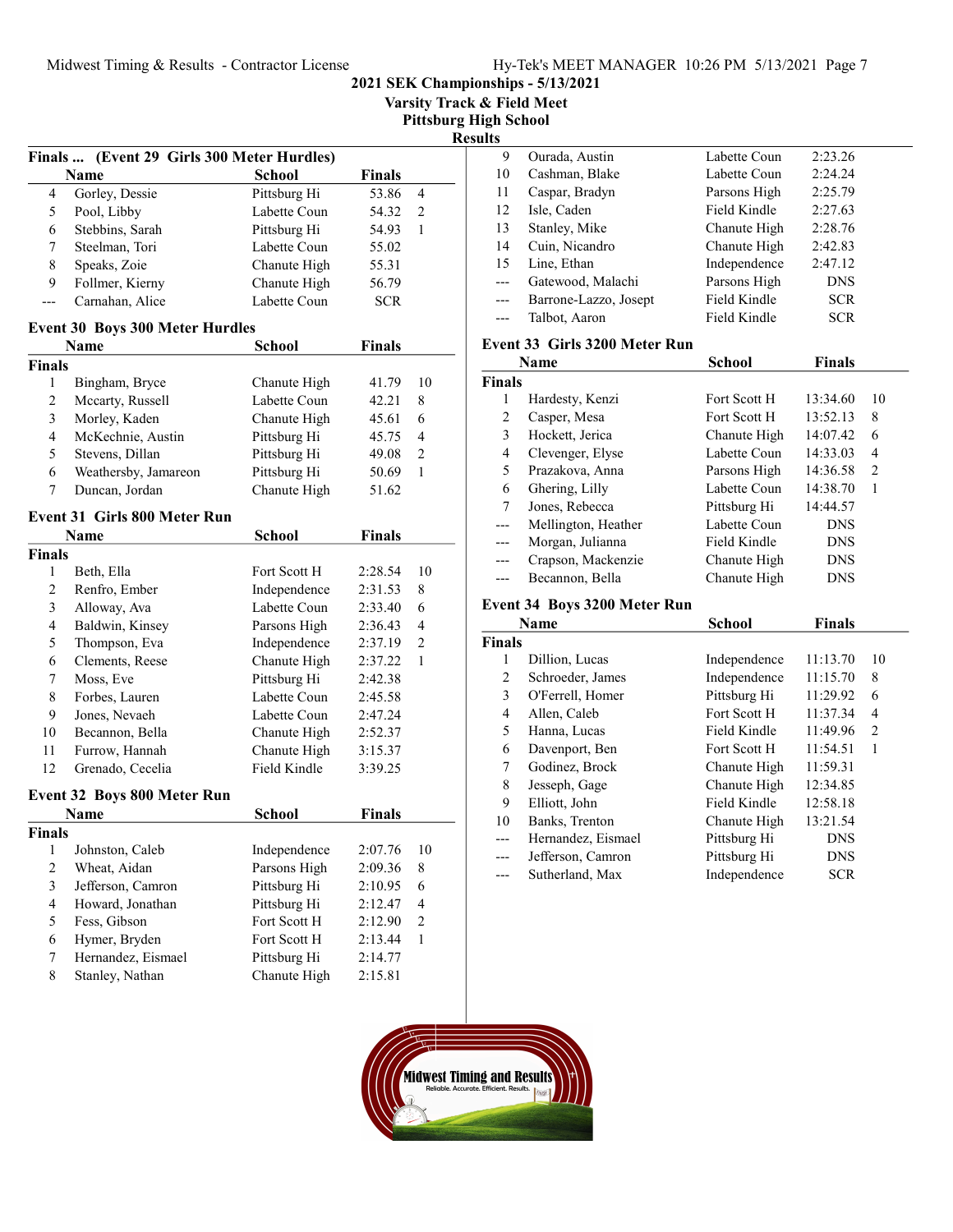## 2021 SEK Championships - 5/13/2021

### Varsity Track & Field Meet

### Pittsburg High School

### Results

**Finals ... (Event 29 Girls 300 Meter Hurdles)**

| | Name | School | Finals | |
|---|---|---|---|---|
| 4 | Gorley, Dessie | Pittsburg Hi | 53.86 | 4 |
| 5 | Pool, Libby | Labette Coun | 54.32 | 2 |
| 6 | Stebbins, Sarah | Pittsburg Hi | 54.93 | 1 |
| 7 | Steelman, Tori | Labette Coun | 55.02 | |
| 8 | Speaks, Zoie | Chanute High | 55.31 | |
| 9 | Follmer, Kierny | Chanute High | 56.79 | |
| --- | Carnahan, Alice | Labette Coun | SCR | |

**Event 30 Boys 300 Meter Hurdles**

| | Name | School | Finals | |
|---|---|---|---|---|
| **Finals** | | | | |
| 1 | Bingham, Bryce | Chanute High | 41.79 | 10 |
| 2 | Mccarty, Russell | Labette Coun | 42.21 | 8 |
| 3 | Morley, Kaden | Chanute High | 45.61 | 6 |
| 4 | McKechnie, Austin | Pittsburg Hi | 45.75 | 4 |
| 5 | Stevens, Dillan | Pittsburg Hi | 49.08 | 2 |
| 6 | Weathersby, Jamareon | Pittsburg Hi | 50.69 | 1 |
| 7 | Duncan, Jordan | Chanute High | 51.62 | |

**Event 31 Girls 800 Meter Run**

| | Name | School | Finals | |
|---|---|---|---|---|
| **Finals** | | | | |
| 1 | Beth, Ella | Fort Scott H | 2:28.54 | 10 |
| 2 | Renfro, Ember | Independence | 2:31.53 | 8 |
| 3 | Alloway, Ava | Labette Coun | 2:33.40 | 6 |
| 4 | Baldwin, Kinsey | Parsons High | 2:36.43 | 4 |
| 5 | Thompson, Eva | Independence | 2:37.19 | 2 |
| 6 | Clements, Reese | Chanute High | 2:37.22 | 1 |
| 7 | Moss, Eve | Pittsburg Hi | 2:42.38 | |
| 8 | Forbes, Lauren | Labette Coun | 2:45.58 | |
| 9 | Jones, Nevaeh | Labette Coun | 2:47.24 | |
| 10 | Becannon, Bella | Chanute High | 2:52.37 | |
| 11 | Furrow, Hannah | Chanute High | 3:15.37 | |
| 12 | Grenado, Cecelia | Field Kindle | 3:39.25 | |

**Event 32 Boys 800 Meter Run**

| | Name | School | Finals | |
|---|---|---|---|---|
| **Finals** | | | | |
| 1 | Johnston, Caleb | Independence | 2:07.76 | 10 |
| 2 | Wheat, Aidan | Parsons High | 2:09.36 | 8 |
| 3 | Jefferson, Camron | Pittsburg Hi | 2:10.95 | 6 |
| 4 | Howard, Jonathan | Pittsburg Hi | 2:12.47 | 4 |
| 5 | Fess, Gibson | Fort Scott H | 2:12.90 | 2 |
| 6 | Hymer, Bryden | Fort Scott H | 2:13.44 | 1 |
| 7 | Hernandez, Eismael | Pittsburg Hi | 2:14.77 | |
| 8 | Stanley, Nathan | Chanute High | 2:15.81 | |
| 9 | Ourada, Austin | Labette Coun | 2:23.26 | |
| 10 | Cashman, Blake | Labette Coun | 2:24.24 | |
| 11 | Caspar, Bradyn | Parsons High | 2:25.79 | |
| 12 | Isle, Caden | Field Kindle | 2:27.63 | |
| 13 | Stanley, Mike | Chanute High | 2:28.76 | |
| 14 | Cuin, Nicandro | Chanute High | 2:42.83 | |
| 15 | Line, Ethan | Independence | 2:47.12 | |
| --- | Gatewood, Malachi | Parsons High | DNS | |
| --- | Barrone-Lazzo, Josept | Field Kindle | SCR | |
| --- | Talbot, Aaron | Field Kindle | SCR | |

**Event 33 Girls 3200 Meter Run**

| | Name | School | Finals | |
|---|---|---|---|---|
| **Finals** | | | | |
| 1 | Hardesty, Kenzi | Fort Scott H | 13:34.60 | 10 |
| 2 | Casper, Mesa | Fort Scott H | 13:52.13 | 8 |
| 3 | Hockett, Jerica | Chanute High | 14:07.42 | 6 |
| 4 | Clevenger, Elyse | Labette Coun | 14:33.03 | 4 |
| 5 | Prazakova, Anna | Parsons High | 14:36.58 | 2 |
| 6 | Ghering, Lilly | Labette Coun | 14:38.70 | 1 |
| 7 | Jones, Rebecca | Pittsburg Hi | 14:44.57 | |
| --- | Mellington, Heather | Labette Coun | DNS | |
| --- | Morgan, Julianna | Field Kindle | DNS | |
| --- | Crapson, Mackenzie | Chanute High | DNS | |
| --- | Becannon, Bella | Chanute High | DNS | |

**Event 34 Boys 3200 Meter Run**

| | Name | School | Finals | |
|---|---|---|---|---|
| **Finals** | | | | |
| 1 | Dillion, Lucas | Independence | 11:13.70 | 10 |
| 2 | Schroeder, James | Independence | 11:15.70 | 8 |
| 3 | O'Ferrell, Homer | Pittsburg Hi | 11:29.92 | 6 |
| 4 | Allen, Caleb | Fort Scott H | 11:37.34 | 4 |
| 5 | Hanna, Lucas | Field Kindle | 11:49.96 | 2 |
| 6 | Davenport, Ben | Fort Scott H | 11:54.51 | 1 |
| 7 | Godinez, Brock | Chanute High | 11:59.31 | |
| 8 | Jesseph, Gage | Chanute High | 12:34.85 | |
| 9 | Elliott, John | Field Kindle | 12:58.18 | |
| 10 | Banks, Trenton | Chanute High | 13:21.54 | |
| --- | Hernandez, Eismael | Pittsburg Hi | DNS | |
| --- | Jefferson, Camron | Pittsburg Hi | DNS | |
| --- | Sutherland, Max | Independence | SCR | |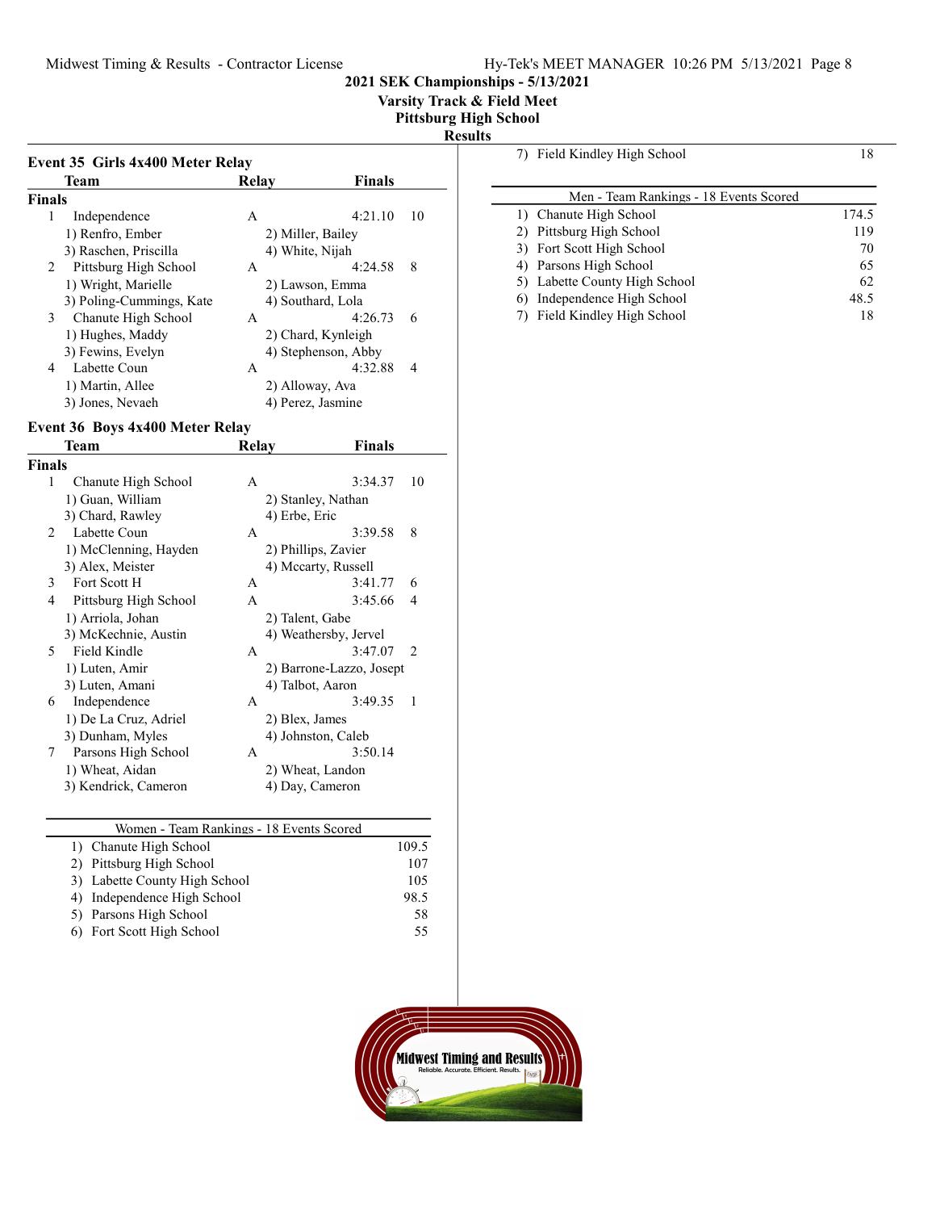### Event 35 Girls 4x400 Meter Relay

| Team | Relay | Finals | |
|---|---|---|---|
| **Finals** | | | |
| 1 Independence | A | 4:21.10 | 10 |
| 1) Renfro, Ember | 2) Miller, Bailey | | |
| 3) Raschen, Priscilla | 4) White, Nijah | | |
| 2 Pittsburg High School | A | 4:24.58 | 8 |
| 1) Wright, Marielle | 2) Lawson, Emma | | |
| 3) Poling-Cummings, Kate | 4) Southard, Lola | | |
| 3 Chanute High School | A | 4:26.73 | 6 |
| 1) Hughes, Maddy | 2) Chard, Kynleigh | | |
| 3) Fewins, Evelyn | 4) Stephenson, Abby | | |
| 4 Labette Coun | A | 4:32.88 | 4 |
| 1) Martin, Allee | 2) Alloway, Ava | | |
| 3) Jones, Nevaeh | 4) Perez, Jasmine | | |

### Event 36 Boys 4x400 Meter Relay

| Team | Relay | Finals | |
|---|---|---|---|
| **Finals** | | | |
| 1 Chanute High School | A | 3:34.37 | 10 |
| 1) Guan, William | 2) Stanley, Nathan | | |
| 3) Chard, Rawley | 4) Erbe, Eric | | |
| 2 Labette Coun | A | 3:39.58 | 8 |
| 1) McClenning, Hayden | 2) Phillips, Zavier | | |
| 3) Alex, Meister | 4) Mccarty, Russell | | |
| 3 Fort Scott H | A | 3:41.77 | 6 |
| 4 Pittsburg High School | A | 3:45.66 | 4 |
| 1) Arriola, Johan | 2) Talent, Gabe | | |
| 3) McKechnie, Austin | 4) Weathersby, Jervel | | |
| 5 Field Kindle | A | 3:47.07 | 2 |
| 1) Luten, Amir | 2) Barrone-Lazzo, Josept | | |
| 3) Luten, Amani | 4) Talbot, Aaron | | |
| 6 Independence | A | 3:49.35 | 1 |
| 1) De La Cruz, Adriel | 2) Blex, James | | |
| 3) Dunham, Myles | 4) Johnston, Caleb | | |
| 7 Parsons High School | A | 3:50.14 | |
| 1) Wheat, Aidan | 2) Wheat, Landon | | |
| 3) Kendrick, Cameron | 4) Day, Cameron | | |

| Women - Team Rankings - 18 Events Scored | |
|---|---|
| 1) Chanute High School | 109.5 |
| 2) Pittsburg High School | 107 |
| 3) Labette County High School | 105 |
| 4) Independence High School | 98.5 |
| 5) Parsons High School | 58 |
| 6) Fort Scott High School | 55 |
| 7) Field Kindley High School | 18 |

| Men - Team Rankings - 18 Events Scored | |
|---|---|
| 1) Chanute High School | 174.5 |
| 2) Pittsburg High School | 119 |
| 3) Fort Scott High School | 70 |
| 4) Parsons High School | 65 |
| 5) Labette County High School | 62 |
| 6) Independence High School | 48.5 |
| 7) Field Kindley High School | 18 |